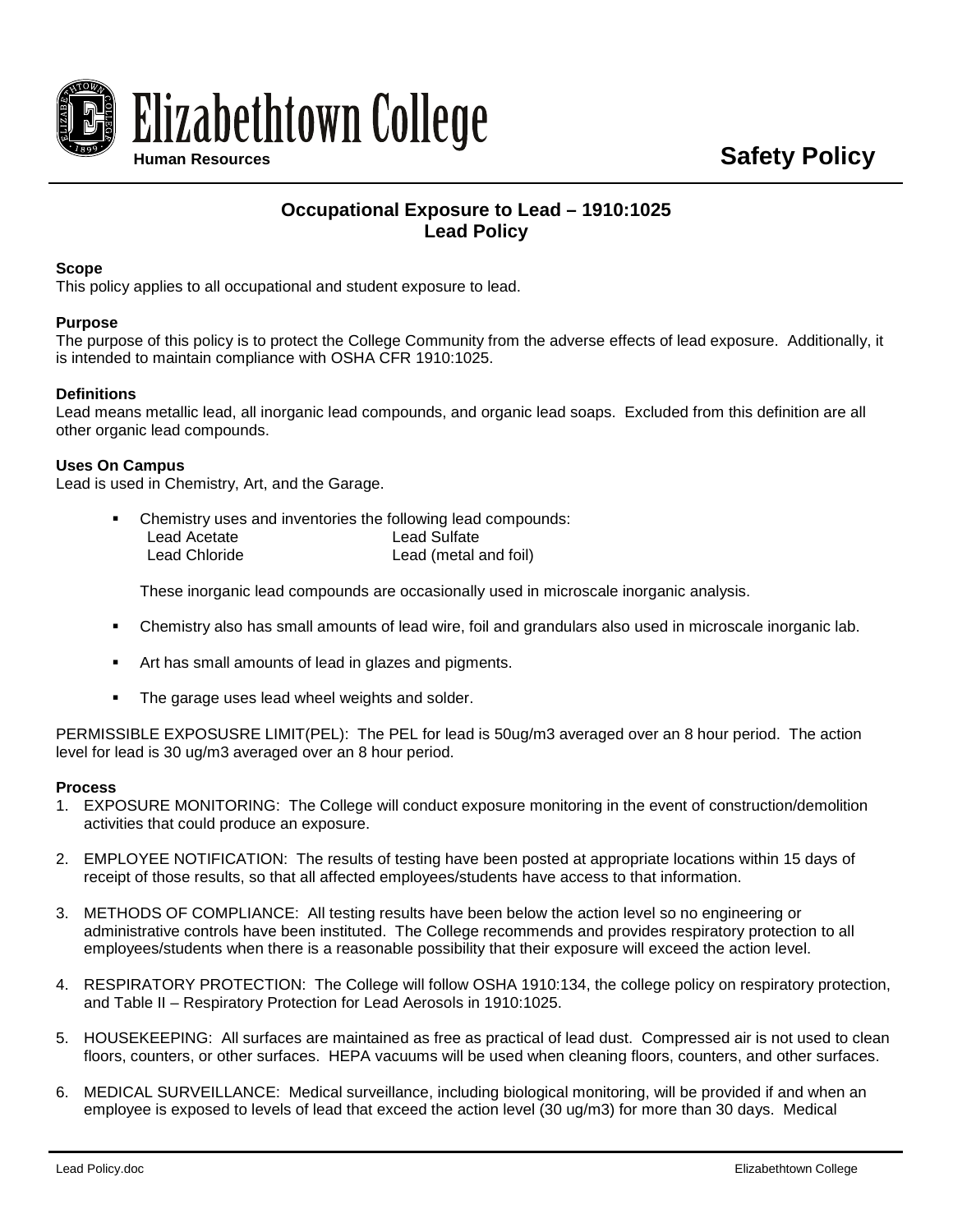Elizabethtown College

Human Resources

**Safety Policy**

## Occupational Exposure to Lead – 1910:1025
## Lead Policy

**Scope**
This policy applies to all occupational and student exposure to lead.

**Purpose**
The purpose of this policy is to protect the College Community from the adverse effects of lead exposure. Additionally, it is intended to maintain compliance with OSHA CFR 1910:1025.

**Definitions**
Lead means metallic lead, all inorganic lead compounds, and organic lead soaps. Excluded from this definition are all other organic lead compounds.

**Uses On Campus**
Lead is used in Chemistry, Art, and the Garage.

- Chemistry uses and inventories the following lead compounds:

  | | |
  |---|---|
  | Lead Acetate | Lead Sulfate |
  | Lead Chloride | Lead (metal and foil) |

  These inorganic lead compounds are occasionally used in microscale inorganic analysis.

- Chemistry also has small amounts of lead wire, foil and grandulars also used in microscale inorganic lab.

- Art has small amounts of lead in glazes and pigments.

- The garage uses lead wheel weights and solder.

PERMISSIBLE EXPOSUSRE LIMIT(PEL): The PEL for lead is 50ug/m3 averaged over an 8 hour period. The action level for lead is 30 ug/m3 averaged over an 8 hour period.

**Process**

1. EXPOSURE MONITORING: The College will conduct exposure monitoring in the event of construction/demolition activities that could produce an exposure.

2. EMPLOYEE NOTIFICATION: The results of testing have been posted at appropriate locations within 15 days of receipt of those results, so that all affected employees/students have access to that information.

3. METHODS OF COMPLIANCE: All testing results have been below the action level so no engineering or administrative controls have been instituted. The College recommends and provides respiratory protection to all employees/students when there is a reasonable possibility that their exposure will exceed the action level.

4. RESPIRATORY PROTECTION: The College will follow OSHA 1910:134, the college policy on respiratory protection, and Table II – Respiratory Protection for Lead Aerosols in 1910:1025.

5. HOUSEKEEPING: All surfaces are maintained as free as practical of lead dust. Compressed air is not used to clean floors, counters, or other surfaces. HEPA vacuums will be used when cleaning floors, counters, and other surfaces.

6. MEDICAL SURVEILLANCE: Medical surveillance, including biological monitoring, will be provided if and when an employee is exposed to levels of lead that exceed the action level (30 ug/m3) for more than 30 days. Medical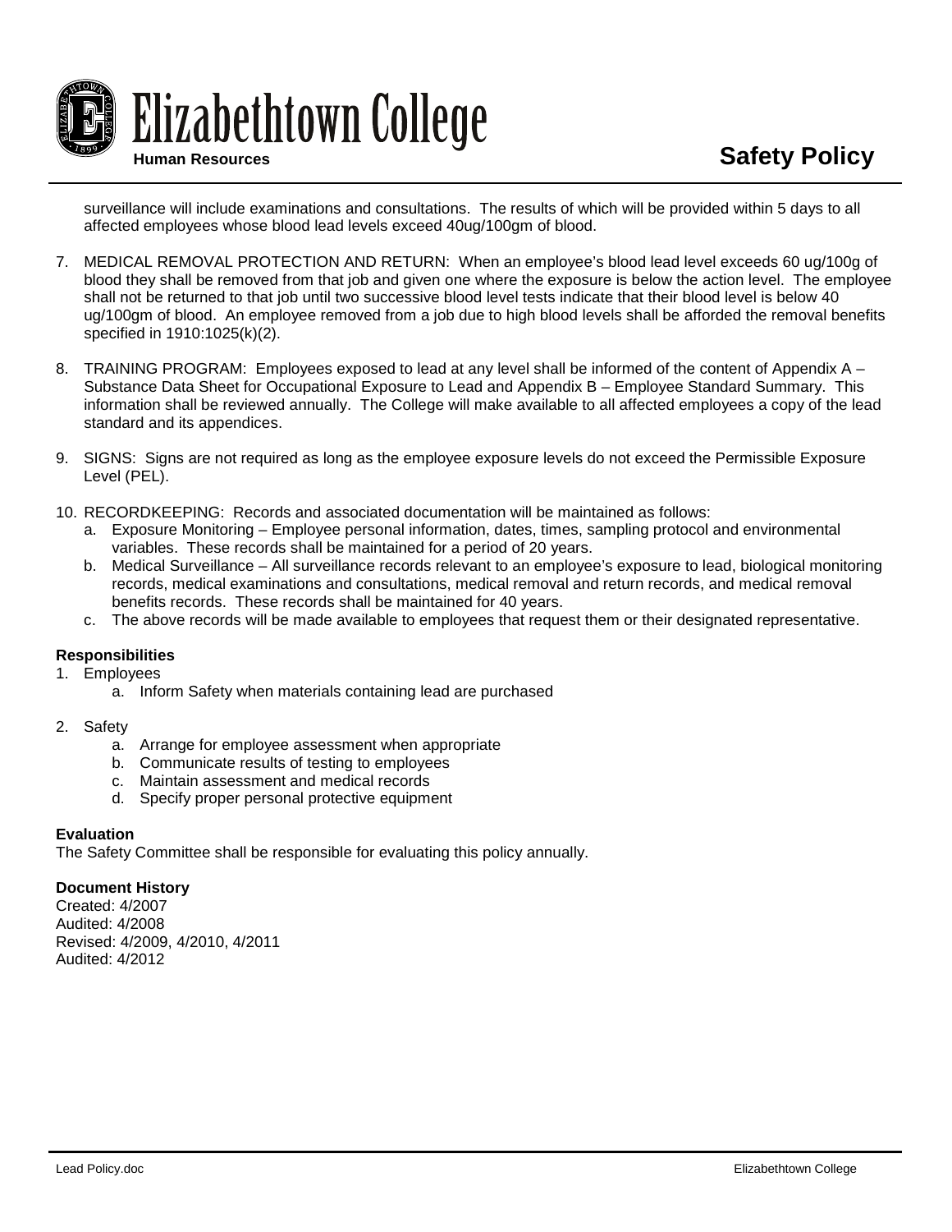surveillance will include examinations and consultations. The results of which will be provided within 5 days to all affected employees whose blood lead levels exceed 40ug/100gm of blood.

7. MEDICAL REMOVAL PROTECTION AND RETURN: When an employee's blood lead level exceeds 60 ug/100g of blood they shall be removed from that job and given one where the exposure is below the action level. The employee shall not be returned to that job until two successive blood level tests indicate that their blood level is below 40 ug/100gm of blood. An employee removed from a job due to high blood levels shall be afforded the removal benefits specified in 1910:1025(k)(2).

8. TRAINING PROGRAM: Employees exposed to lead at any level shall be informed of the content of Appendix A – Substance Data Sheet for Occupational Exposure to Lead and Appendix B – Employee Standard Summary. This information shall be reviewed annually. The College will make available to all affected employees a copy of the lead standard and its appendices.

9. SIGNS: Signs are not required as long as the employee exposure levels do not exceed the Permissible Exposure Level (PEL).

10. RECORDKEEPING: Records and associated documentation will be maintained as follows:
    a. Exposure Monitoring – Employee personal information, dates, times, sampling protocol and environmental variables. These records shall be maintained for a period of 20 years.
    b. Medical Surveillance – All surveillance records relevant to an employee's exposure to lead, biological monitoring records, medical examinations and consultations, medical removal and return records, and medical removal benefits records. These records shall be maintained for 40 years.
    c. The above records will be made available to employees that request them or their designated representative.

**Responsibilities**

1. Employees
    a. Inform Safety when materials containing lead are purchased

2. Safety
    a. Arrange for employee assessment when appropriate
    b. Communicate results of testing to employees
    c. Maintain assessment and medical records
    d. Specify proper personal protective equipment

**Evaluation**

The Safety Committee shall be responsible for evaluating this policy annually.

**Document History**

Created: 4/2007
Audited: 4/2008
Revised: 4/2009, 4/2010, 4/2011
Audited: 4/2012